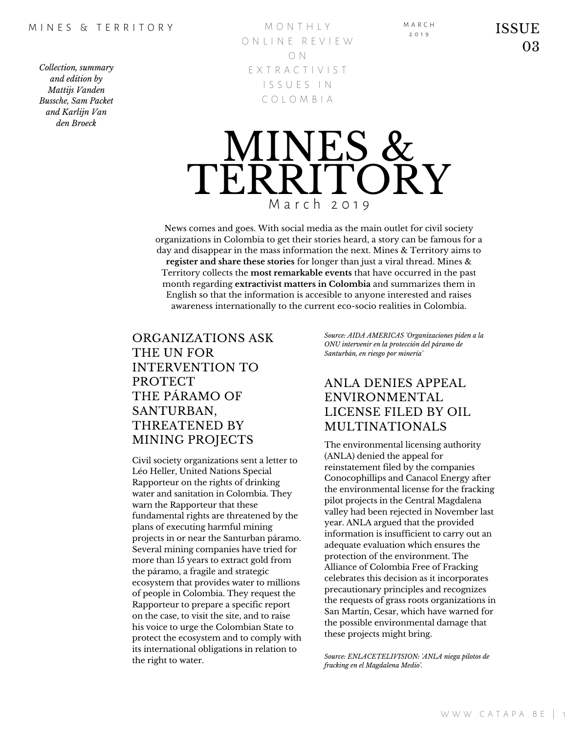MINES & TERRITORY

MONTHLY ONLINE REVIEW ON EXTRACTIVIST ISSUES IN COLOMBIA

MARCH 2019

ISSUE 03

*Collection, summary and edition by Mattijs Vanden Bussche, Sam Packet and Karlijn Van den Broeck*

# MINES & TERRITORY

March 2019

News comes and goes. With social media as the main outlet for civil society organizations in Colombia to get their stories heard, a story can be famous for a day and disappear in the mass information the next. Mines & Territory aims to **register and share these stories** for longer than just a viral thread. Mines & Territory collects the **most remarkable events** that have occurred in the past month regarding **extractivist matters in Colombia** and summarizes them in English so that the information is accesible to anyone interested and raises awareness internationally to the current eco-socio realities in Colombia.

## ORGANIZATIONS ASK THE UN FOR INTERVENTION TO PROTECT THE PÁRAMO OF SANTURBAN, THREATENED BY MINING PROJECTS

Civil society organizations sent a letter to Léo Heller, United Nations Special Rapporteur on the rights of drinking water and sanitation in Colombia. They warn the Rapporteur that these fundamental rights are threatened by the plans of executing harmful mining projects in or near the Santurban páramo. Several mining companies have tried for more than 15 years to extract gold from the páramo, a fragile and strategic ecosystem that provides water to millions of people in Colombia. They request the Rapporteur to prepare a specific report on the case, to visit the site, and to raise his voice to urge the Colombian State to protect the ecosystem and to comply with its international obligations in relation to the right to water.

*Source: AIDA AMERICAS 'Organizaciones piden a la ONU intervenir en la protección del páramo de Santurbán, en riesgo por minería'*

## ANLA DENIES APPEAL ENVIRONMENTAL LICENSE FILED BY OIL MULTINATIONALS

The environmental licensing authority (ANLA) denied the appeal for reinstatement filed by the companies Conocophillips and Canacol Energy after the environmental license for the fracking pilot projects in the Central Magdalena valley had been rejected in November last year. ANLA argued that the provided information is insufficient to carry out an adequate evaluation which ensures the protection of the environment. The Alliance of Colombia Free of Fracking celebrates this decision as it incorporates precautionary principles and recognizes the requests of grass roots organizations in San Martín, Cesar, which have warned for the possible environmental damage that these projects might bring.

*Source: ENLACETELIVISION: 'ANLA niega pilotos de fracking en el Magdalena Medio'.*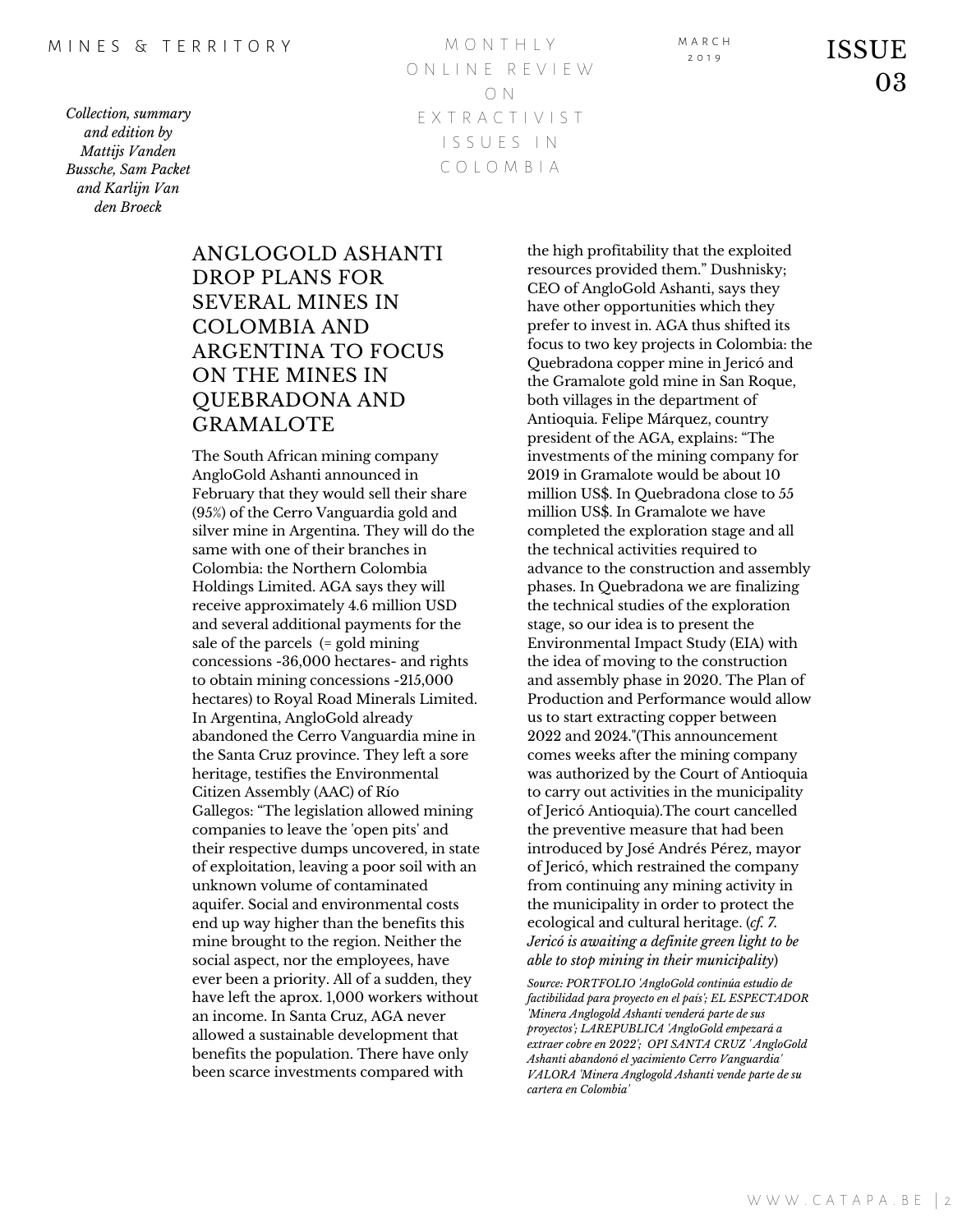# ANGLOGOLD ASHANTI DROP PLANS FOR SEVERAL MINES IN COLOMBIA AND ARGENTINA TO FOCUS ON THE MINES IN QUEBRADONA AND GRAMALOTE

The South African mining company AngloGold Ashanti announced in February that they would sell their share (95%) of the Cerro Vanguardia gold and silver mine in Argentina. They will do the same with one of their branches in Colombia: the Northern Colombia Holdings Limited. AGA says they will receive approximately 4.6 million USD and several additional payments for the sale of the parcels (= gold mining concessions -36,000 hectares- and rights to obtain mining concessions -215,000 hectares) to Royal Road Minerals Limited. In Argentina, AngloGold already abandoned the Cerro Vanguardia mine in the Santa Cruz province. They left a sore heritage, testifies the Environmental Citizen Assembly (AAC) of Río Gallegos: “The legislation allowed mining companies to leave the 'open pits' and their respective dumps uncovered, in state of exploitation, leaving a poor soil with an unknown volume of contaminated aquifer. Social and environmental costs end up way higher than the benefits this mine brought to the region. Neither the social aspect, nor the employees, have ever been a priority. All of a sudden, they have left the aprox. 1,000 workers without an income. In Santa Cruz, AGA never allowed a sustainable development that benefits the population. There have only been scarce investments compared with the high profitability that the exploited resources provided them.” Dushnisky; CEO of AngloGold Ashanti, says they have other opportunities which they prefer to invest in. AGA thus shifted its focus to two key projects in Colombia: the Quebradona copper mine in Jericó and the Gramalote gold mine in San Roque, both villages in the department of Antioquia. Felipe Márquez, country president of the AGA, explains: “The investments of the mining company for 2019 in Gramalote would be about 10 million US$. In Quebradona close to 55 million US$. In Gramalote we have completed the exploration stage and all the technical activities required to advance to the construction and assembly phases. In Quebradona we are finalizing the technical studies of the exploration stage, so our idea is to present the Environmental Impact Study (EIA) with the idea of moving to the construction and assembly phase in 2020. The Plan of Production and Performance would allow us to start extracting copper between 2022 and 2024."(This announcement comes weeks after the mining company was authorized by the Court of Antioquia to carry out activities in the municipality of Jericó Antioquia).The court cancelled the preventive measure that had been introduced by José Andrés Pérez, mayor of Jericó, which restrained the company from continuing any mining activity in the municipality in order to protect the ecological and cultural heritage. (*cf. 7. Jericó is awaiting a definite green light to be able to stop mining in their municipality*)

*Source: PORTFOLIO 'AngloGold continúa estudio de factibilidad para proyecto en el país'; EL ESPECTADOR 'Minera Anglogold Ashanti venderá parte de sus proyectos'; LAREPUBLICA 'AngloGold empezará a extraer cobre en 2022'; OPI SANTA CRUZ ' AngloGold Ashanti abandonó el yacimiento Cerro Vanguardia' VALORA 'Minera Anglogold Ashanti vende parte de su cartera en Colombia'*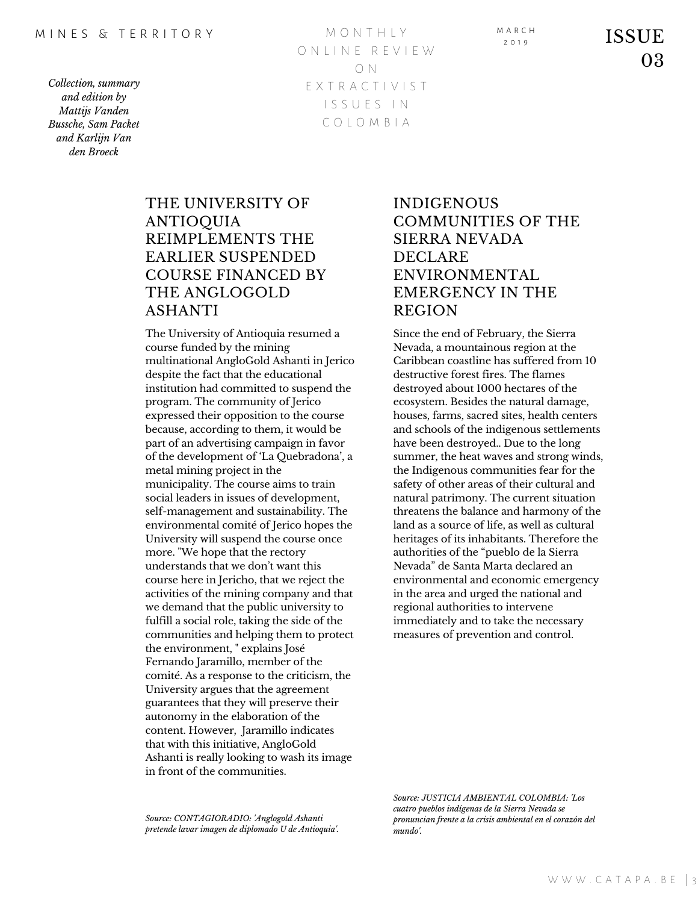## THE UNIVERSITY OF ANTIOQUIA REIMPLEMENTS THE EARLIER SUSPENDED COURSE FINANCED BY THE ANGLOGOLD ASHANTI

The University of Antioquia resumed a course funded by the mining multinational AngloGold Ashanti in Jerico despite the fact that the educational institution had committed to suspend the program. The community of Jerico expressed their opposition to the course because, according to them, it would be part of an advertising campaign in favor of the development of 'La Quebradona', a metal mining project in the municipality. The course aims to train social leaders in issues of development, self-management and sustainability. The environmental comité of Jerico hopes the University will suspend the course once more. "We hope that the rectory understands that we don't want this course here in Jericho, that we reject the activities of the mining company and that we demand that the public university to fulfill a social role, taking the side of the communities and helping them to protect the environment, " explains José Fernando Jaramillo, member of the comité. As a response to the criticism, the University argues that the agreement guarantees that they will preserve their autonomy in the elaboration of the content. However, Jaramillo indicates that with this initiative, AngloGold Ashanti is really looking to wash its image in front of the communities.

*Source: CONTAGIORADIO: 'Anglogold Ashanti pretende lavar imagen de diplomado U de Antioquia'.*

## INDIGENOUS COMMUNITIES OF THE SIERRA NEVADA DECLARE ENVIRONMENTAL EMERGENCY IN THE REGION

Since the end of February, the Sierra Nevada, a mountainous region at the Caribbean coastline has suffered from 10 destructive forest fires. The flames destroyed about 1000 hectares of the ecosystem. Besides the natural damage, houses, farms, sacred sites, health centers and schools of the indigenous settlements have been destroyed.. Due to the long summer, the heat waves and strong winds, the Indigenous communities fear for the safety of other areas of their cultural and natural patrimony. The current situation threatens the balance and harmony of the land as a source of life, as well as cultural heritages of its inhabitants. Therefore the authorities of the "pueblo de la Sierra Nevada" de Santa Marta declared an environmental and economic emergency in the area and urged the national and regional authorities to intervene immediately and to take the necessary measures of prevention and control.

*Source: JUSTICIA AMBIENTAL COLOMBIA: 'Los cuatro pueblos indígenas de la Sierra Nevada se pronuncian frente a la crisis ambiental en el corazón del mundo'.*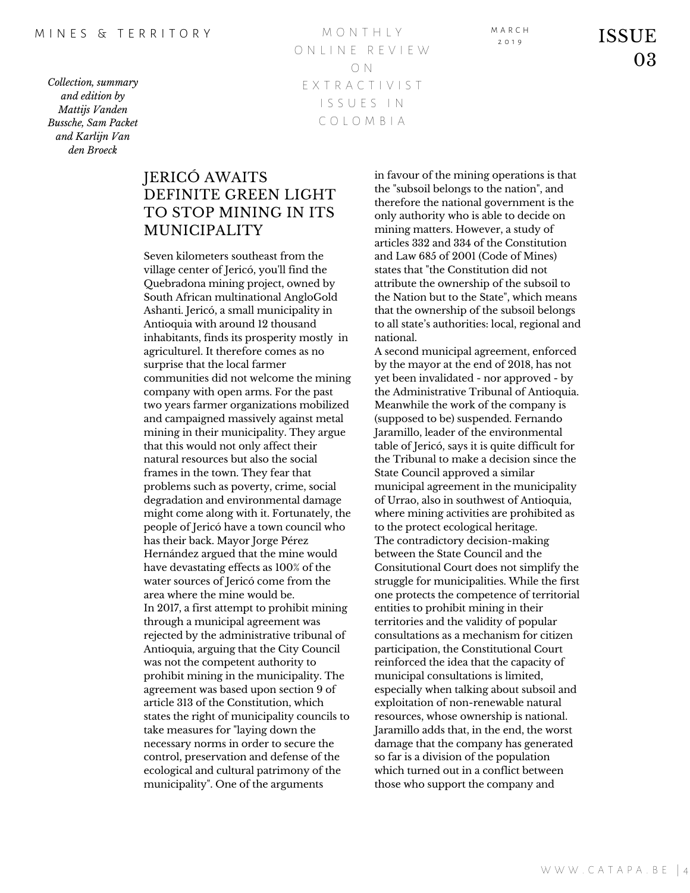*Collection, summary and edition by Mattijs Vanden Bussche, Sam Packet and Karlijn Van den Broeck*

## JERICÓ AWAITS DEFINITE GREEN LIGHT TO STOP MINING IN ITS MUNICIPALITY

Seven kilometers southeast from the village center of Jericó, you'll find the Quebradona mining project, owned by South African multinational AngloGold Ashanti. Jericó, a small municipality in Antioquia with around 12 thousand inhabitants, finds its prosperity mostly in agriculturel. It therefore comes as no surprise that the local farmer communities did not welcome the mining company with open arms. For the past two years farmer organizations mobilized and campaigned massively against metal mining in their municipality. They argue that this would not only affect their natural resources but also the social frames in the town. They fear that problems such as poverty, crime, social degradation and environmental damage might come along with it. Fortunately, the people of Jericó have a town council who has their back. Mayor Jorge Pérez Hernández argued that the mine would have devastating effects as 100% of the water sources of Jericó come from the area where the mine would be.

In 2017, a first attempt to prohibit mining through a municipal agreement was rejected by the administrative tribunal of Antioquia, arguing that the City Council was not the competent authority to prohibit mining in the municipality. The agreement was based upon section 9 of article 313 of the Constitution, which states the right of municipality councils to take measures for "laying down the necessary norms in order to secure the control, preservation and defense of the ecological and cultural patrimony of the municipality". One of the arguments in favour of the mining operations is that the "subsoil belongs to the nation", and therefore the national government is the only authority who is able to decide on mining matters. However, a study of articles 332 and 334 of the Constitution and Law 685 of 2001 (Code of Mines) states that "the Constitution did not attribute the ownership of the subsoil to the Nation but to the State", which means that the ownership of the subsoil belongs to all state's authorities: local, regional and national.

A second municipal agreement, enforced by the mayor at the end of 2018, has not yet been invalidated - nor approved - by the Administrative Tribunal of Antioquia. Meanwhile the work of the company is (supposed to be) suspended. Fernando Jaramillo, leader of the environmental table of Jericó, says it is quite difficult for the Tribunal to make a decision since the State Council approved a similar municipal agreement in the municipality of Urrao, also in southwest of Antioquia, where mining activities are prohibited as to the protect ecological heritage.

The contradictory decision-making between the State Council and the Consitutional Court does not simplify the struggle for municipalities. While the first one protects the competence of territorial entities to prohibit mining in their territories and the validity of popular consultations as a mechanism for citizen participation, the Constitutional Court reinforced the idea that the capacity of municipal consultations is limited, especially when talking about subsoil and exploitation of non-renewable natural resources, whose ownership is national. Jaramillo adds that, in the end, the worst damage that the company has generated so far is a division of the population which turned out in a conflict between those who support the company and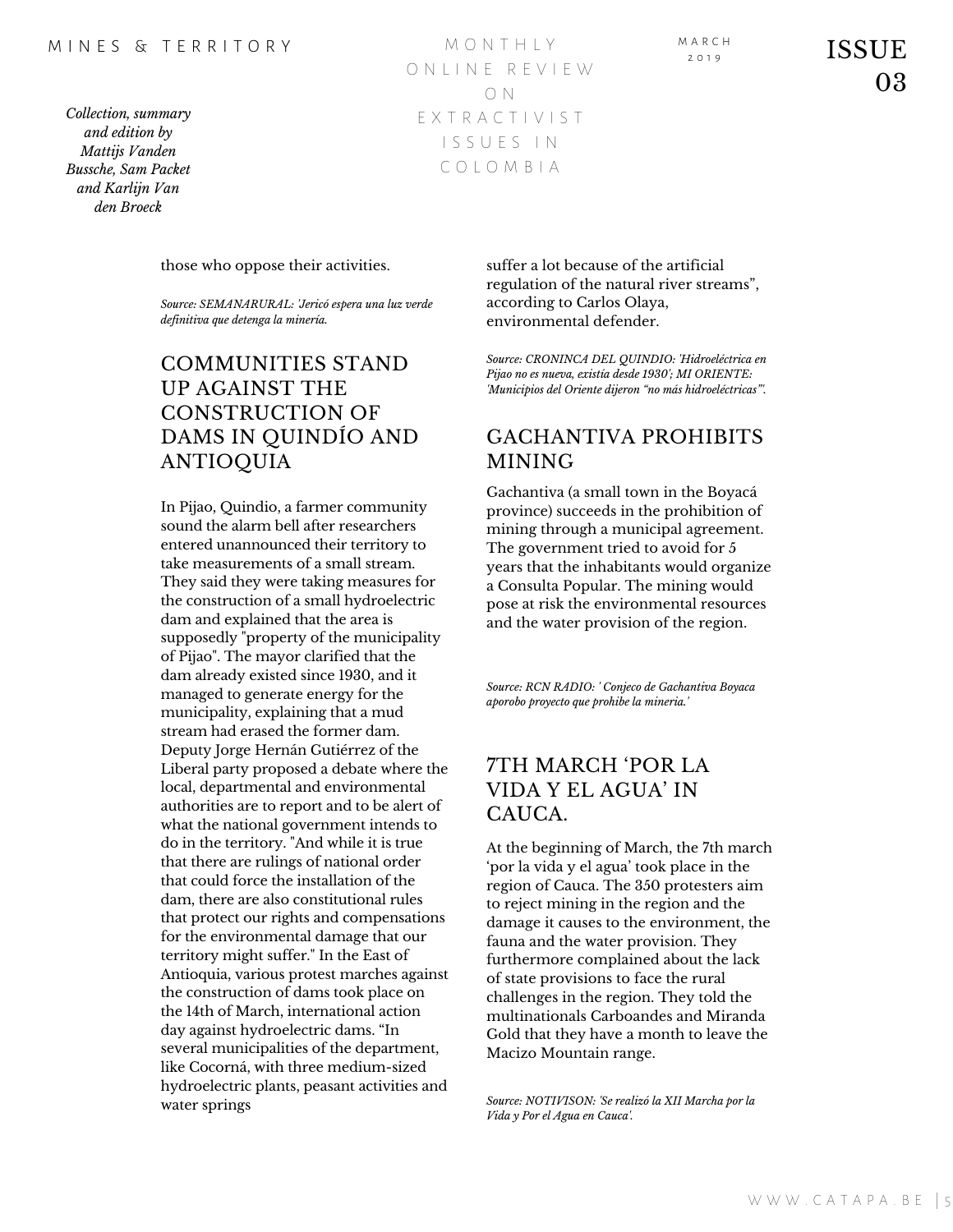those who oppose their activities.

*Source: SEMANARURAL: 'Jericó espera una luz verde definitiva que detenga la minería.*

## COMMUNITIES STAND UP AGAINST THE CONSTRUCTION OF DAMS IN QUINDÍO AND ANTIOQUIA

In Pijao, Quindio, a farmer community sound the alarm bell after researchers entered unannounced their territory to take measurements of a small stream. They said they were taking measures for the construction of a small hydroelectric dam and explained that the area is supposedly "property of the municipality of Pijao". The mayor clarified that the dam already existed since 1930, and it managed to generate energy for the municipality, explaining that a mud stream had erased the former dam. Deputy Jorge Hernán Gutiérrez of the Liberal party proposed a debate where the local, departmental and environmental authorities are to report and to be alert of what the national government intends to do in the territory. "And while it is true that there are rulings of national order that could force the installation of the dam, there are also constitutional rules that protect our rights and compensations for the environmental damage that our territory might suffer." In the East of Antioquia, various protest marches against the construction of dams took place on the 14th of March, international action day against hydroelectric dams. "In several municipalities of the department, like Cocorná, with three medium-sized hydroelectric plants, peasant activities and water springs suffer a lot because of the artificial regulation of the natural river streams", according to Carlos Olaya, environmental defender.

*Source: CRONINCA DEL QUINDIO: 'Hidroeléctrica en Pijao no es nueva, existía desde 1930'; MI ORIENTE: 'Municipios del Oriente dijeron "no más hidroeléctricas"'.*

## GACHANTIVA PROHIBITS MINING

Gachantiva (a small town in the Boyacá province) succeeds in the prohibition of mining through a municipal agreement. The government tried to avoid for 5 years that the inhabitants would organize a Consulta Popular. The mining would pose at risk the environmental resources and the water provision of the region.

*Source: RCN RADIO: ' Conjeco de Gachantiva Boyaca aporobo proyecto que prohibe la mineria.'*

## 7TH MARCH 'POR LA VIDA Y EL AGUA' IN CAUCA.

At the beginning of March, the 7th march 'por la vida y el agua' took place in the region of Cauca. The 350 protesters aim to reject mining in the region and the damage it causes to the environment, the fauna and the water provision. They furthermore complained about the lack of state provisions to face the rural challenges in the region. They told the multinationals Carboandes and Miranda Gold that they have a month to leave the Macizo Mountain range.

*Source: NOTIVISON: 'Se realizó la XII Marcha por la Vida y Por el Agua en Cauca'.*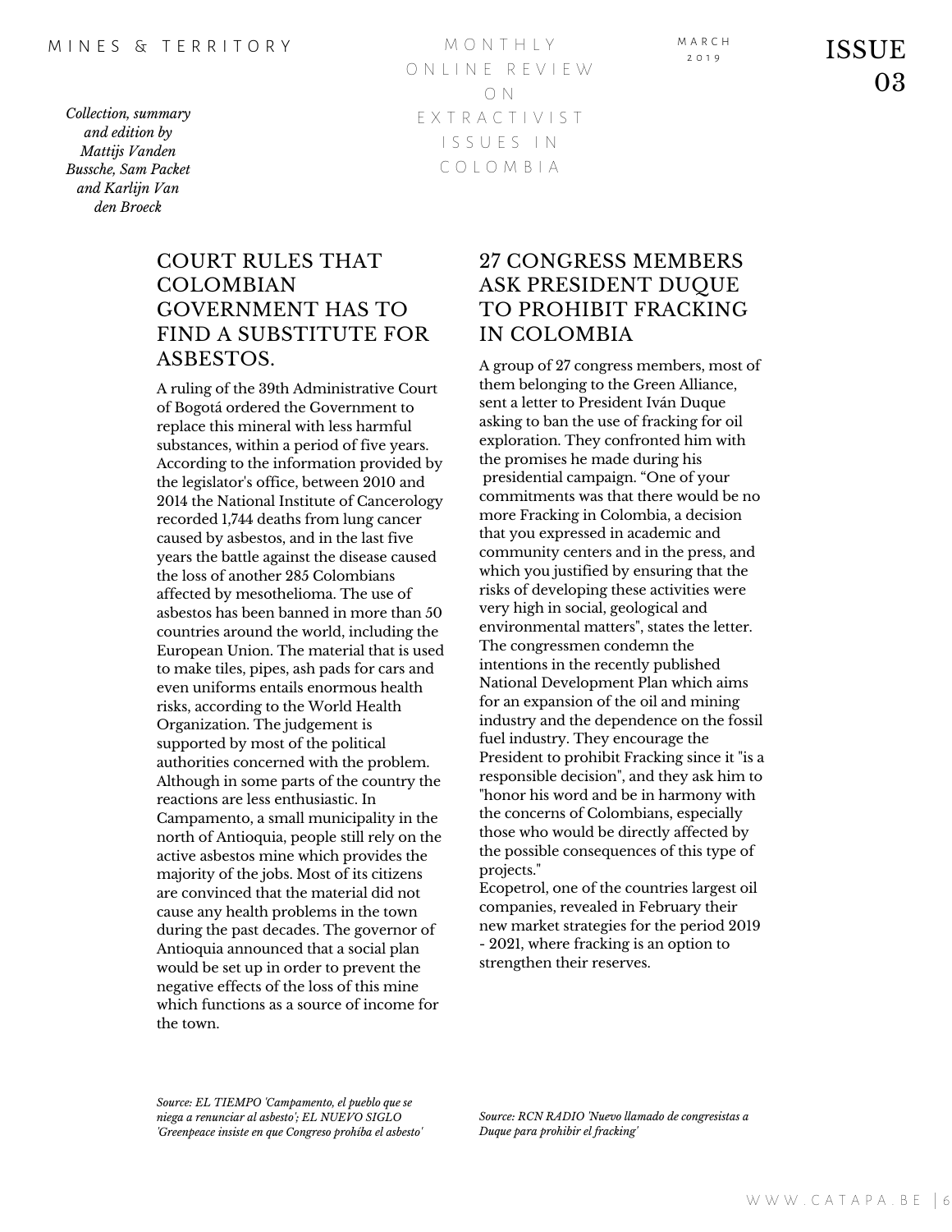*Collection, summary and edition by Mattijs Vanden Bussche, Sam Packet and Karlijn Van den Broeck*

## COURT RULES THAT COLOMBIAN GOVERNMENT HAS TO FIND A SUBSTITUTE FOR ASBESTOS.

A ruling of the 39th Administrative Court of Bogotá ordered the Government to replace this mineral with less harmful substances, within a period of five years. According to the information provided by the legislator's office, between 2010 and 2014 the National Institute of Cancerology recorded 1,744 deaths from lung cancer caused by asbestos, and in the last five years the battle against the disease caused the loss of another 285 Colombians affected by mesothelioma. The use of asbestos has been banned in more than 50 countries around the world, including the European Union. The material that is used to make tiles, pipes, ash pads for cars and even uniforms entails enormous health risks, according to the World Health Organization. The judgement is supported by most of the political authorities concerned with the problem. Although in some parts of the country the reactions are less enthusiastic. In Campamento, a small municipality in the north of Antioquia, people still rely on the active asbestos mine which provides the majority of the jobs. Most of its citizens are convinced that the material did not cause any health problems in the town during the past decades. The governor of Antioquia announced that a social plan would be set up in order to prevent the negative effects of the loss of this mine which functions as a source of income for the town.

*Source: EL TIEMPO 'Campamento, el pueblo que se niega a renunciar al asbesto'; EL NUEVO SIGLO 'Greenpeace insiste en que Congreso prohíba el asbesto'*

## 27 CONGRESS MEMBERS ASK PRESIDENT DUQUE TO PROHIBIT FRACKING IN COLOMBIA

A group of 27 congress members, most of them belonging to the Green Alliance, sent a letter to President Iván Duque asking to ban the use of fracking for oil exploration. They confronted him with the promises he made during his presidential campaign. "One of your commitments was that there would be no more Fracking in Colombia, a decision that you expressed in academic and community centers and in the press, and which you justified by ensuring that the risks of developing these activities were very high in social, geological and environmental matters", states the letter. The congressmen condemn the intentions in the recently published National Development Plan which aims for an expansion of the oil and mining industry and the dependence on the fossil fuel industry. They encourage the President to prohibit Fracking since it "is a responsible decision", and they ask him to "honor his word and be in harmony with the concerns of Colombians, especially those who would be directly affected by the possible consequences of this type of projects."

Ecopetrol, one of the countries largest oil companies, revealed in February their new market strategies for the period 2019 - 2021, where fracking is an option to strengthen their reserves.

*Source: RCN RADIO 'Nuevo llamado de congresistas a Duque para prohibir el fracking'*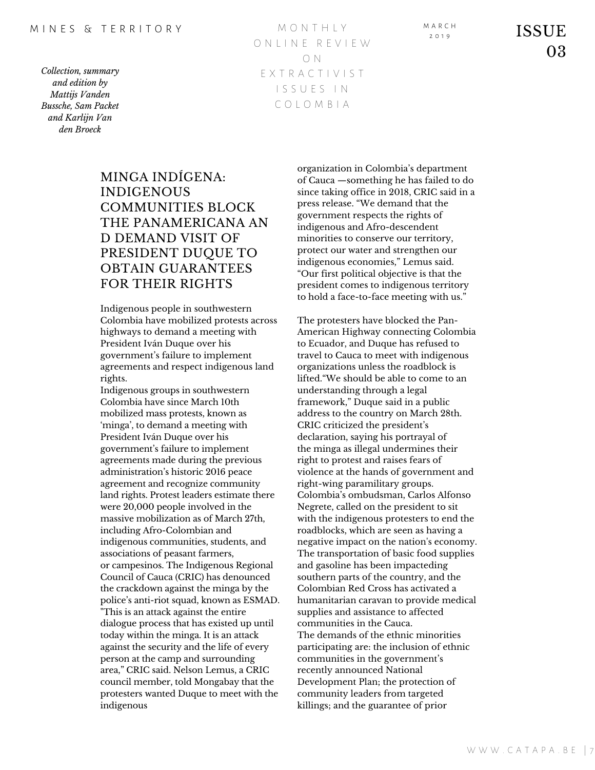## MINGA INDÍGENA: INDIGENOUS COMMUNITIES BLOCK THE PANAMERICANA AN D DEMAND VISIT OF PRESIDENT DUQUE TO OBTAIN GUARANTEES FOR THEIR RIGHTS

Indigenous people in southwestern Colombia have mobilized protests across highways to demand a meeting with President Iván Duque over his government's failure to implement agreements and respect indigenous land rights.

Indigenous groups in southwestern Colombia have since March 10th mobilized mass protests, known as 'minga', to demand a meeting with President Iván Duque over his government's failure to implement agreements made during the previous administration's historic 2016 peace agreement and recognize community land rights. Protest leaders estimate there were 20,000 people involved in the massive mobilization as of March 27th, including Afro-Colombian and indigenous communities, students, and associations of peasant farmers, or campesinos. The Indigenous Regional Council of Cauca (CRIC) has denounced the crackdown against the minga by the police's anti-riot squad, known as ESMAD. "This is an attack against the entire dialogue process that has existed up until today within the minga. It is an attack against the security and the life of every person at the camp and surrounding area," CRIC said. Nelson Lemus, a CRIC council member, told Mongabay that the protesters wanted Duque to meet with the indigenous organization in Colombia's department of Cauca —something he has failed to do since taking office in 2018, CRIC said in a press release. "We demand that the government respects the rights of indigenous and Afro-descendent minorities to conserve our territory, protect our water and strengthen our indigenous economies," Lemus said. "Our first political objective is that the president comes to indigenous territory to hold a face-to-face meeting with us."

The protesters have blocked the Pan-American Highway connecting Colombia to Ecuador, and Duque has refused to travel to Cauca to meet with indigenous organizations unless the roadblock is lifted."We should be able to come to an understanding through a legal framework," Duque said in a public address to the country on March 28th. CRIC criticized the president's declaration, saying his portrayal of the minga as illegal undermines their right to protest and raises fears of violence at the hands of government and right-wing paramilitary groups. Colombia's ombudsman, Carlos Alfonso Negrete, called on the president to sit with the indigenous protesters to end the roadblocks, which are seen as having a negative impact on the nation's economy. The transportation of basic food supplies and gasoline has been impacteding southern parts of the country, and the Colombian Red Cross has activated a humanitarian caravan to provide medical supplies and assistance to affected communities in the Cauca.

The demands of the ethnic minorities participating are: the inclusion of ethnic communities in the government's recently announced National Development Plan; the protection of community leaders from targeted killings; and the guarantee of prior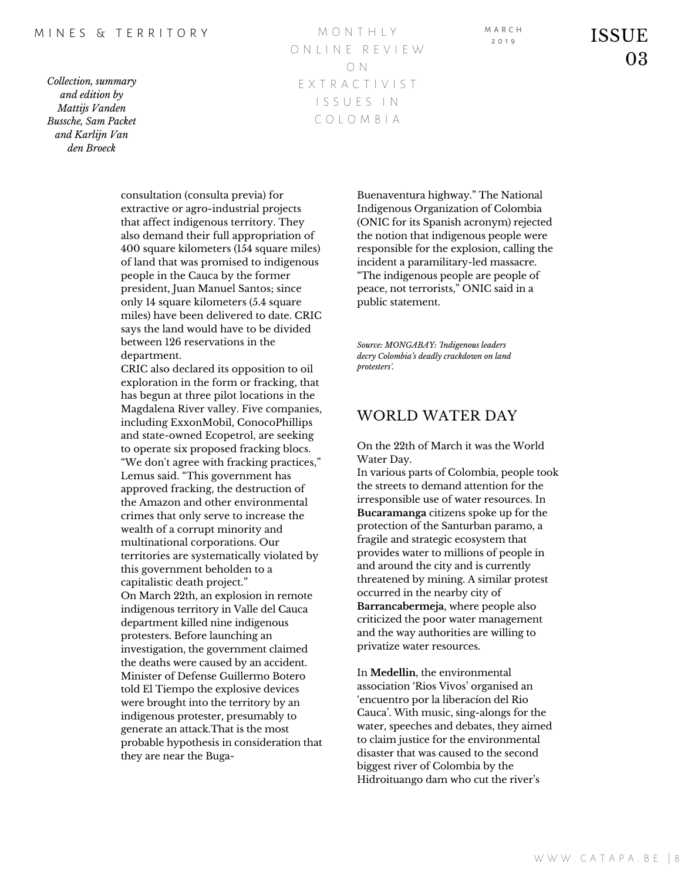consultation (consulta previa) for extractive or agro-industrial projects that affect indigenous territory. They also demand their full appropriation of 400 square kilometers (154 square miles) of land that was promised to indigenous people in the Cauca by the former president, Juan Manuel Santos; since only 14 square kilometers (5.4 square miles) have been delivered to date. CRIC says the land would have to be divided between 126 reservations in the department.

CRIC also declared its opposition to oil exploration in the form or fracking, that has begun at three pilot locations in the Magdalena River valley. Five companies, including ExxonMobil, ConocoPhillips and state-owned Ecopetrol, are seeking to operate six proposed fracking blocs. "We don't agree with fracking practices," Lemus said. "This government has approved fracking, the destruction of the Amazon and other environmental crimes that only serve to increase the wealth of a corrupt minority and multinational corporations. Our territories are systematically violated by this government beholden to a capitalistic death project."

On March 22th, an explosion in remote indigenous territory in Valle del Cauca department killed nine indigenous protesters. Before launching an investigation, the government claimed the deaths were caused by an accident. Minister of Defense Guillermo Botero told El Tiempo the explosive devices were brought into the territory by an indigenous protester, presumably to generate an attack.That is the most probable hypothesis in consideration that they are near the Buga-Buenaventura highway." The National Indigenous Organization of Colombia (ONIC for its Spanish acronym) rejected the notion that indigenous people were responsible for the explosion, calling the incident a paramilitary-led massacre. "The indigenous people are people of peace, not terrorists," ONIC said in a public statement.

*Source: MONGABAY: 'Indigenous leaders decry Colombia's deadly crackdown on land protesters'.*

## WORLD WATER DAY

On the 22th of March it was the World Water Day.

In various parts of Colombia, people took the streets to demand attention for the irresponsible use of water resources. In **Bucaramanga** citizens spoke up for the protection of the Santurban paramo, a fragile and strategic ecosystem that provides water to millions of people in and around the city and is currently threatened by mining. A similar protest occurred in the nearby city of **Barrancabermeja**, where people also criticized the poor water management and the way authorities are willing to privatize water resources.

In **Medellin**, the environmental association 'Rios Vivos' organised an 'encuentro por la liberacíon del Rio Cauca'. With music, sing-alongs for the water, speeches and debates, they aimed to claim justice for the environmental disaster that was caused to the second biggest river of Colombia by the Hidroituango dam who cut the river's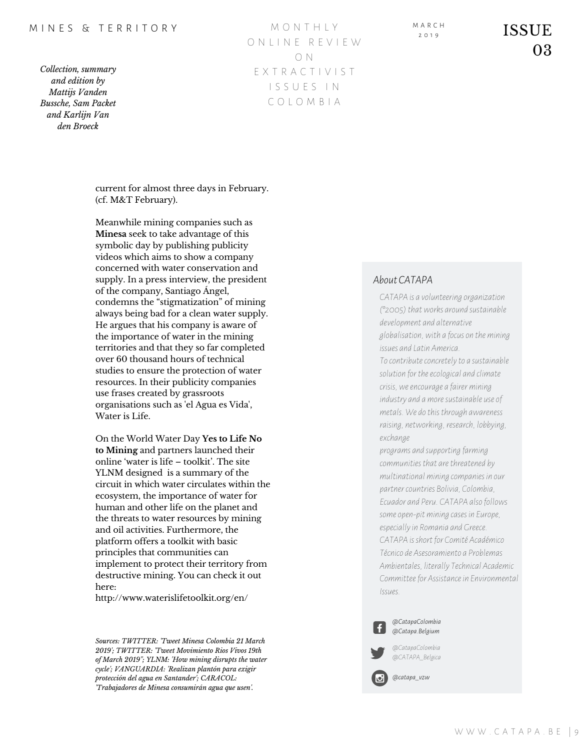current for almost three days in February. (cf. M&T February).

Meanwhile mining companies such as **Minesa** seek to take advantage of this symbolic day by publishing publicity videos which aims to show a company concerned with water conservation and supply. In a press interview, the president of the company, Santiago Ángel, condemns the "stigmatization" of mining always being bad for a clean water supply. He argues that his company is aware of the importance of water in the mining territories and that they so far completed over 60 thousand hours of technical studies to ensure the protection of water resources. In their publicity companies use frases created by grassroots organisations such as 'el Agua es Vida', Water is Life.

On the World Water Day **Yes to Life No to Mining** and partners launched their online 'water is life – toolkit'. The site YLNM designed is a summary of the circuit in which water circulates within the ecosystem, the importance of water for human and other life on the planet and the threats to water resources by mining and oil activities. Furthermore, the platform offers a toolkit with basic principles that communities can implement to protect their territory from destructive mining. You can check it out here:
http://www.waterislifetoolkit.org/en/

*Sources: TWITTER: 'Tweet Minesa Colombia 21 March 2019'; TWITTER: 'Tweet Movimiento Rios Vivos 19th of March 2019"; YLNM: 'How mining disrupts the water cycle'; VANGUARDIA: 'Realizan plantón para exigir protección del agua en Santander'; CARACOL: 'Trabajadores de Minesa consumirán agua que usen'.*

### About CATAPA

*CATAPA is a volunteering organization (°2005) that works around sustainable development and alternative globalisation, with a focus on the mining issues and Latin America.*
*To contribute concretely to a sustainable solution for the ecological and climate crisis, we encourage a fairer mining industry and a more sustainable use of metals. We do this through awareness raising, networking, research, lobbying, exchange programs and supporting farming communities that are threatened by multinational mining companies in our partner countries Bolivia, Colombia, Ecuador and Peru. CATAPA also follows some open-pit mining cases in Europe, especially in Romania and Greece.*
*CATAPA is short for Comité Académico Técnico de Asesoramiento a Problemas Ambientales, literally Technical Academic Committee for Assistance in Environmental Issues.*

*@CatapaColombia*
*@Catapa.Belgium*

*@CatapaColombia*
*@CATAPA_Belgica*

*@catapa_vzw*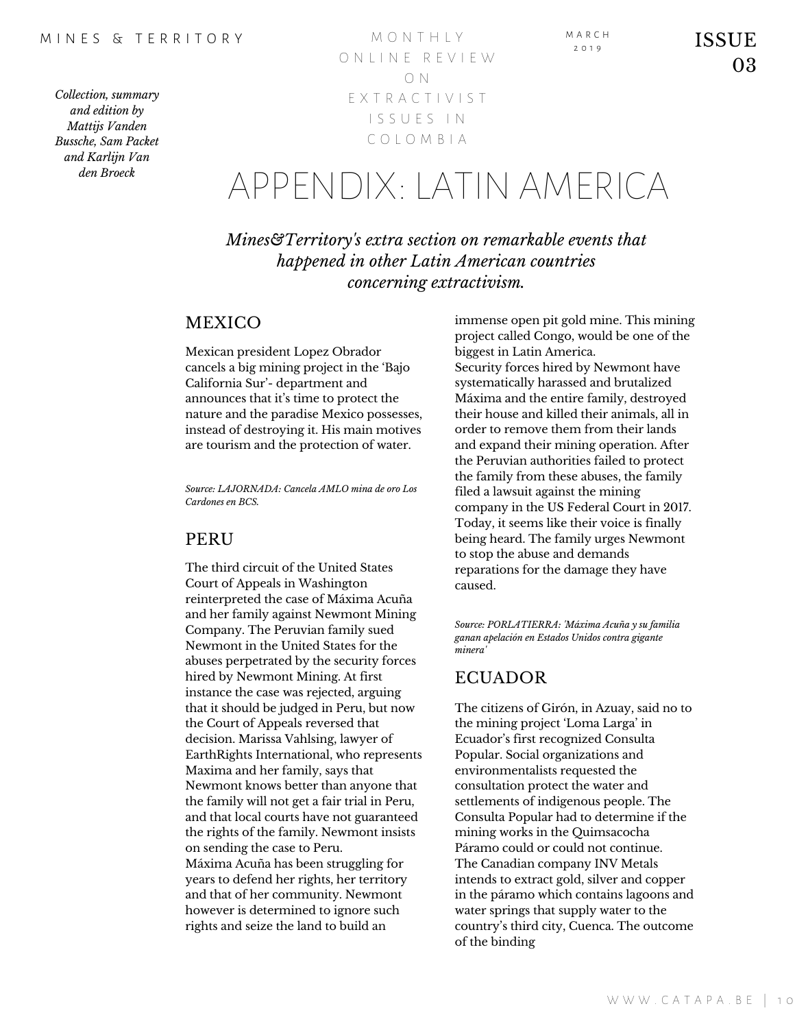# APPENDIX: LATIN AMERICA

*Mines&Territory's extra section on remarkable events that happened in other Latin American countries concerning extractivism.*

## MEXICO

Mexican president Lopez Obrador cancels a big mining project in the 'Bajo California Sur'- department and announces that it's time to protect the nature and the paradise Mexico possesses, instead of destroying it. His main motives are tourism and the protection of water.

*Source: LAJORNADA: Cancela AMLO mina de oro Los Cardones en BCS.*

## PERU

The third circuit of the United States Court of Appeals in Washington reinterpreted the case of Máxima Acuña and her family against Newmont Mining Company. The Peruvian family sued Newmont in the United States for the abuses perpetrated by the security forces hired by Newmont Mining. At first instance the case was rejected, arguing that it should be judged in Peru, but now the Court of Appeals reversed that decision. Marissa Vahlsing, lawyer of EarthRights International, who represents Maxima and her family, says that Newmont knows better than anyone that the family will not get a fair trial in Peru, and that local courts have not guaranteed the rights of the family. Newmont insists on sending the case to Peru.

Máxima Acuña has been struggling for years to defend her rights, her territory and that of her community. Newmont however is determined to ignore such rights and seize the land to build an immense open pit gold mine. This mining project called Congo, would be one of the biggest in Latin America.

Security forces hired by Newmont have systematically harassed and brutalized Máxima and the entire family, destroyed their house and killed their animals, all in order to remove them from their lands and expand their mining operation. After the Peruvian authorities failed to protect the family from these abuses, the family filed a lawsuit against the mining company in the US Federal Court in 2017. Today, it seems like their voice is finally being heard. The family urges Newmont to stop the abuse and demands reparations for the damage they have caused.

*Source: PORLATIERRA: 'Máxima Acuña y su familia ganan apelación en Estados Unidos contra gigante minera'*

## ECUADOR

The citizens of Girón, in Azuay, said no to the mining project 'Loma Larga' in Ecuador's first recognized Consulta Popular. Social organizations and environmentalists requested the consultation protect the water and settlements of indigenous people. The Consulta Popular had to determine if the mining works in the Quimsacocha Páramo could or could not continue.

The Canadian company INV Metals intends to extract gold, silver and copper in the páramo which contains lagoons and water springs that supply water to the country's third city, Cuenca. The outcome of the binding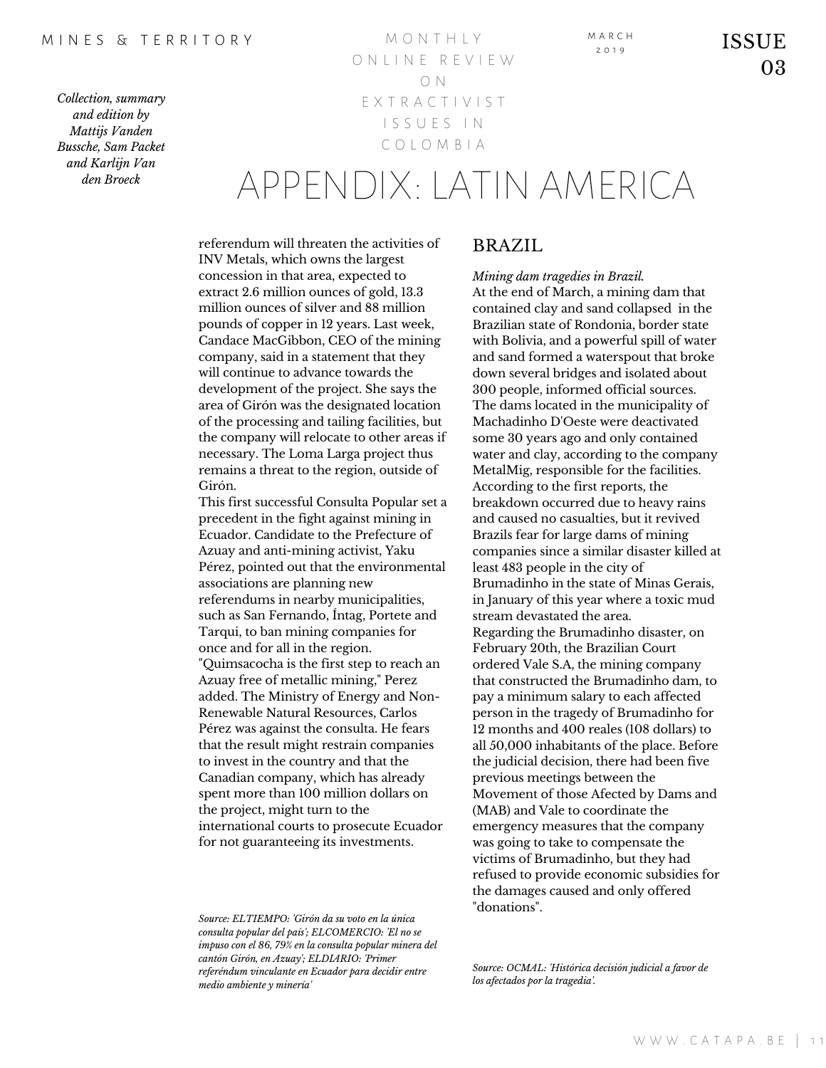# APPENDIX: LATIN AMERICA

referendum will threaten the activities of INV Metals, which owns the largest concession in that area, expected to extract 2.6 million ounces of gold, 13.3 million ounces of silver and 88 million pounds of copper in 12 years. Last week, Candace MacGibbon, CEO of the mining company, said in a statement that they will continue to advance towards the development of the project. She says the area of Girón was the designated location of the processing and tailing facilities, but the company will relocate to other areas if necessary. The Loma Larga project thus remains a threat to the region, outside of Girón.

This first successful Consulta Popular set a precedent in the fight against mining in Ecuador. Candidate to the Prefecture of Azuay and anti-mining activist, Yaku Pérez, pointed out that the environmental associations are planning new referendums in nearby municipalities, such as San Fernando, Íntag, Portete and Tarqui, to ban mining companies for once and for all in the region. "Quimsacocha is the first step to reach an Azuay free of metallic mining," Perez added. The Ministry of Energy and Non-Renewable Natural Resources, Carlos Pérez was against the consulta. He fears that the result might restrain companies to invest in the country and that the Canadian company, which has already spent more than 100 million dollars on the project, might turn to the international courts to prosecute Ecuador for not guaranteeing its investments.

*Source: ELTIEMPO: 'Girón da su voto en la única consulta popular del país'; ELCOMERCIO: 'El no se impuso con el 86, 79% en la consulta popular minera del cantón Girón, en Azuay'; ELDIARIO: 'Primer referéndum vinculante en Ecuador para decidir entre medio ambiente y minería'*

## BRAZIL

*Mining dam tragedies in Brazil.*

At the end of March, a mining dam that contained clay and sand collapsed in the Brazilian state of Rondonia, border state with Bolivia, and a powerful spill of water and sand formed a waterspout that broke down several bridges and isolated about 300 people, informed official sources. The dams located in the municipality of Machadinho D'Oeste were deactivated some 30 years ago and only contained water and clay, according to the company MetalMig, responsible for the facilities. According to the first reports, the breakdown occurred due to heavy rains and caused no casualties, but it revived Brazils fear for large dams of mining companies since a similar disaster killed at least 483 people in the city of Brumadinho in the state of Minas Gerais, in January of this year where a toxic mud stream devastated the area.

Regarding the Brumadinho disaster, on February 20th, the Brazilian Court ordered Vale S.A, the mining company that constructed the Brumadinho dam, to pay a minimum salary to each affected person in the tragedy of Brumadinho for 12 months and 400 reales (108 dollars) to all 50,000 inhabitants of the place. Before the judicial decision, there had been five previous meetings between the Movement of those Afected by Dams and (MAB) and Vale to coordinate the emergency measures that the company was going to take to compensate the victims of Brumadinho, but they had refused to provide economic subsidies for the damages caused and only offered "donations".

*Source: OCMAL: 'Histórica decisión judicial a favor de los afectados por la tragedia'.*